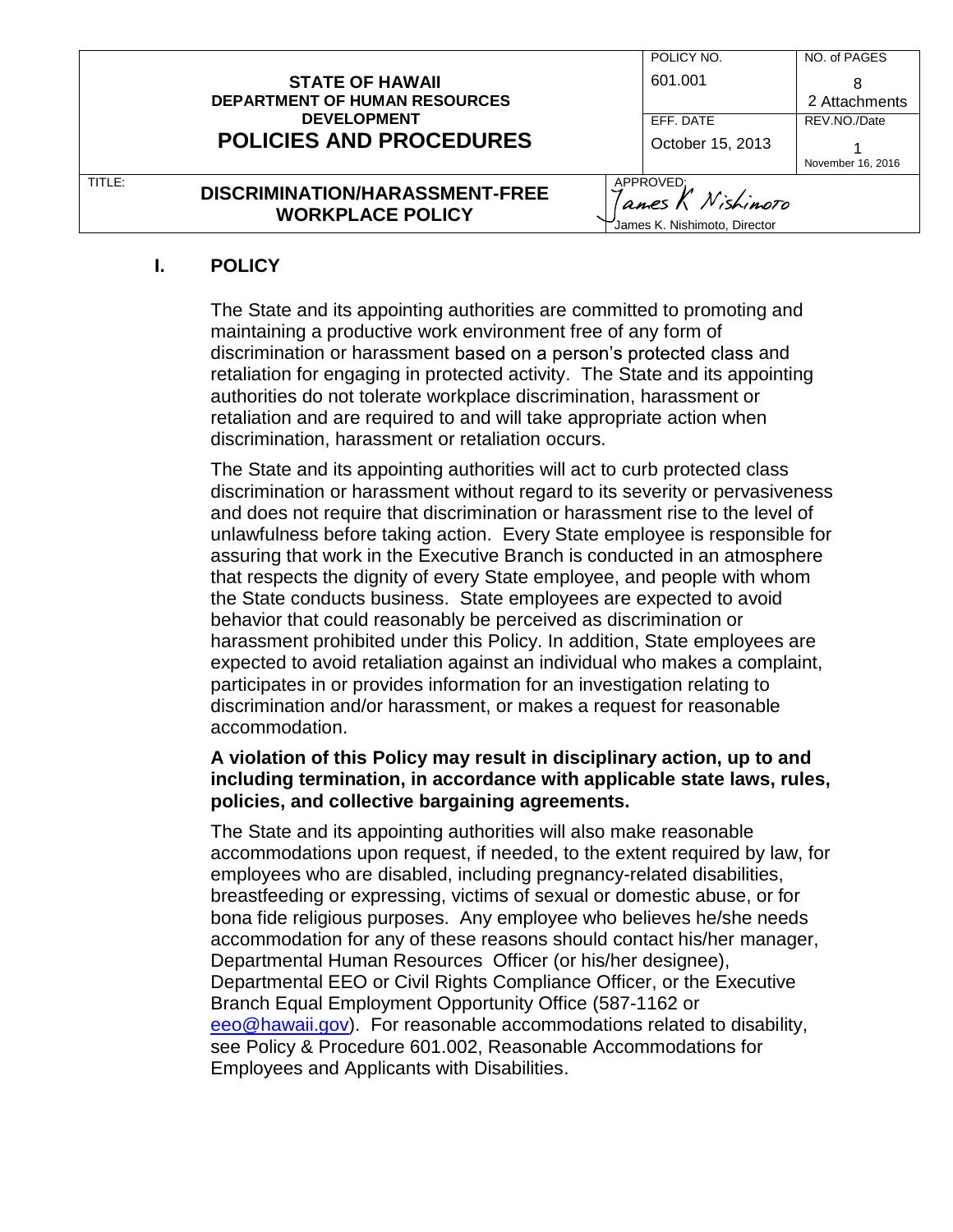| STATE OF HAWAII DEPARTMENT OF HUMAN RESOURCES DEVELOPMENT **POLICIES AND PROCEDURES** | POLICY NO. 601.001 | NO. of PAGES 8 2 Attachments |
| --- | --- | --- |
| | EFF. DATE October 15, 2013 | REV.NO./Date 1 November 16, 2016 |
| TITLE: **DISCRIMINATION/HARASSMENT-FREE WORKPLACE POLICY** | APPROVED: James K. Nishimoto James K. Nishimoto, Director | |

## I. POLICY

The State and its appointing authorities are committed to promoting and maintaining a productive work environment free of any form of discrimination or harassment based on a person's protected class and retaliation for engaging in protected activity. The State and its appointing authorities do not tolerate workplace discrimination, harassment or retaliation and are required to and will take appropriate action when discrimination, harassment or retaliation occurs.

The State and its appointing authorities will act to curb protected class discrimination or harassment without regard to its severity or pervasiveness and does not require that discrimination or harassment rise to the level of unlawfulness before taking action. Every State employee is responsible for assuring that work in the Executive Branch is conducted in an atmosphere that respects the dignity of every State employee, and people with whom the State conducts business. State employees are expected to avoid behavior that could reasonably be perceived as discrimination or harassment prohibited under this Policy. In addition, State employees are expected to avoid retaliation against an individual who makes a complaint, participates in or provides information for an investigation relating to discrimination and/or harassment, or makes a request for reasonable accommodation.

**A violation of this Policy may result in disciplinary action, up to and including termination, in accordance with applicable state laws, rules, policies, and collective bargaining agreements.**

The State and its appointing authorities will also make reasonable accommodations upon request, if needed, to the extent required by law, for employees who are disabled, including pregnancy-related disabilities, breastfeeding or expressing, victims of sexual or domestic abuse, or for bona fide religious purposes. Any employee who believes he/she needs accommodation for any of these reasons should contact his/her manager, Departmental Human Resources Officer (or his/her designee), Departmental EEO or Civil Rights Compliance Officer, or the Executive Branch Equal Employment Opportunity Office (587-1162 or eeo@hawaii.gov). For reasonable accommodations related to disability, see Policy & Procedure 601.002, Reasonable Accommodations for Employees and Applicants with Disabilities.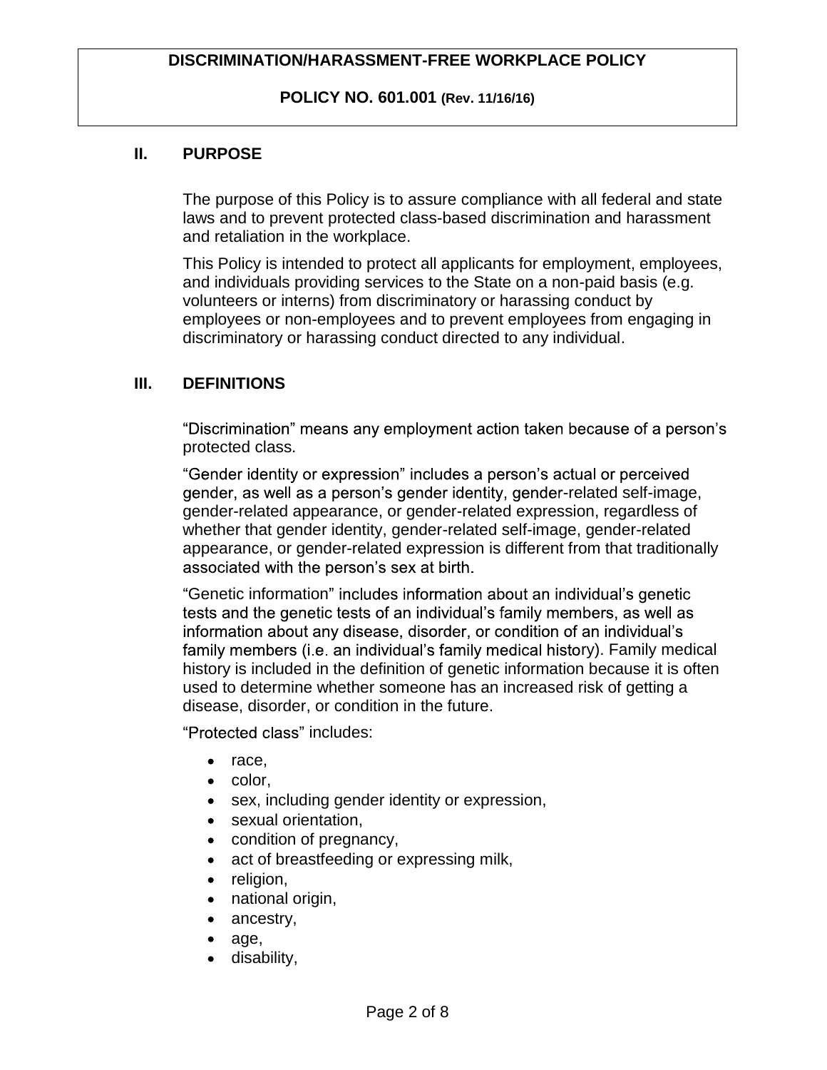## II. PURPOSE

The purpose of this Policy is to assure compliance with all federal and state laws and to prevent protected class-based discrimination and harassment and retaliation in the workplace.

This Policy is intended to protect all applicants for employment, employees, and individuals providing services to the State on a non-paid basis (e.g. volunteers or interns) from discriminatory or harassing conduct by employees or non-employees and to prevent employees from engaging in discriminatory or harassing conduct directed to any individual.

## III. DEFINITIONS

"Discrimination" means any employment action taken because of a person's protected class.

"Gender identity or expression" includes a person's actual or perceived gender, as well as a person's gender identity, gender-related self-image, gender-related appearance, or gender-related expression, regardless of whether that gender identity, gender-related self-image, gender-related appearance, or gender-related expression is different from that traditionally associated with the person's sex at birth.

"Genetic information" includes information about an individual's genetic tests and the genetic tests of an individual's family members, as well as information about any disease, disorder, or condition of an individual's family members (i.e. an individual's family medical history). Family medical history is included in the definition of genetic information because it is often used to determine whether someone has an increased risk of getting a disease, disorder, or condition in the future.

"Protected class" includes:

- race,
- color,
- sex, including gender identity or expression,
- sexual orientation,
- condition of pregnancy,
- act of breastfeeding or expressing milk,
- religion,
- national origin,
- ancestry,
- age,
- disability,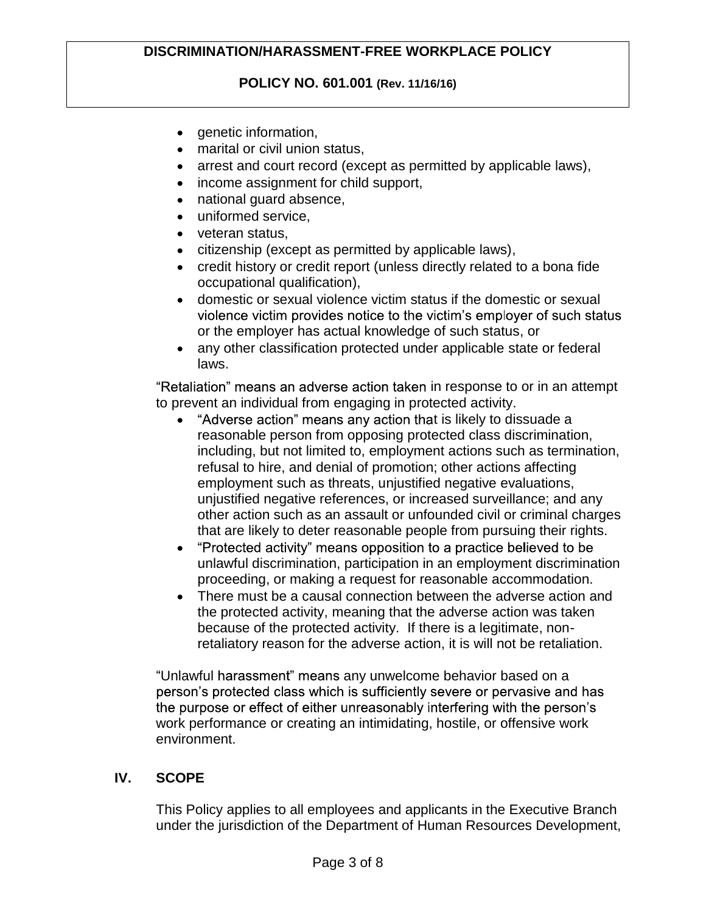- genetic information,
- marital or civil union status,
- arrest and court record (except as permitted by applicable laws),
- income assignment for child support,
- national guard absence,
- uniformed service,
- veteran status,
- citizenship (except as permitted by applicable laws),
- credit history or credit report (unless directly related to a bona fide occupational qualification),
- domestic or sexual violence victim status if the domestic or sexual violence victim provides notice to the victim's employer of such status or the employer has actual knowledge of such status, or
- any other classification protected under applicable state or federal laws.

"Retaliation" means an adverse action taken in response to or in an attempt to prevent an individual from engaging in protected activity.

- "Adverse action" means any action that is likely to dissuade a reasonable person from opposing protected class discrimination, including, but not limited to, employment actions such as termination, refusal to hire, and denial of promotion; other actions affecting employment such as threats, unjustified negative evaluations, unjustified negative references, or increased surveillance; and any other action such as an assault or unfounded civil or criminal charges that are likely to deter reasonable people from pursuing their rights.
- "Protected activity" means opposition to a practice believed to be unlawful discrimination, participation in an employment discrimination proceeding, or making a request for reasonable accommodation.
- There must be a causal connection between the adverse action and the protected activity, meaning that the adverse action was taken because of the protected activity. If there is a legitimate, non-retaliatory reason for the adverse action, it is will not be retaliation.

"Unlawful harassment" means any unwelcome behavior based on a person's protected class which is sufficiently severe or pervasive and has the purpose or effect of either unreasonably interfering with the person's work performance or creating an intimidating, hostile, or offensive work environment.

## IV. SCOPE

This Policy applies to all employees and applicants in the Executive Branch under the jurisdiction of the Department of Human Resources Development,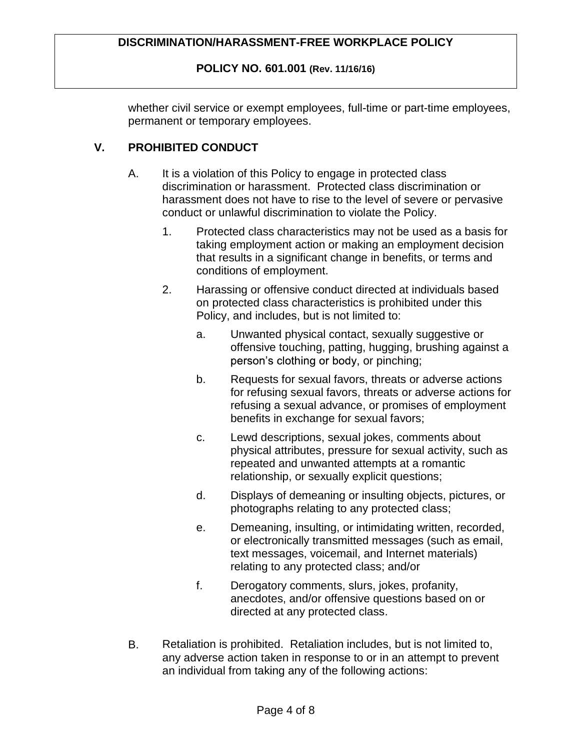whether civil service or exempt employees, full-time or part-time employees, permanent or temporary employees.

## V. PROHIBITED CONDUCT

A. It is a violation of this Policy to engage in protected class discrimination or harassment. Protected class discrimination or harassment does not have to rise to the level of severe or pervasive conduct or unlawful discrimination to violate the Policy.

1. Protected class characteristics may not be used as a basis for taking employment action or making an employment decision that results in a significant change in benefits, or terms and conditions of employment.

2. Harassing or offensive conduct directed at individuals based on protected class characteristics is prohibited under this Policy, and includes, but is not limited to:

   a. Unwanted physical contact, sexually suggestive or offensive touching, patting, hugging, brushing against a person's clothing or body, or pinching;

   b. Requests for sexual favors, threats or adverse actions for refusing sexual favors, threats or adverse actions for refusing a sexual advance, or promises of employment benefits in exchange for sexual favors;

   c. Lewd descriptions, sexual jokes, comments about physical attributes, pressure for sexual activity, such as repeated and unwanted attempts at a romantic relationship, or sexually explicit questions;

   d. Displays of demeaning or insulting objects, pictures, or photographs relating to any protected class;

   e. Demeaning, insulting, or intimidating written, recorded, or electronically transmitted messages (such as email, text messages, voicemail, and Internet materials) relating to any protected class; and/or

   f. Derogatory comments, slurs, jokes, profanity, anecdotes, and/or offensive questions based on or directed at any protected class.

B. Retaliation is prohibited. Retaliation includes, but is not limited to, any adverse action taken in response to or in an attempt to prevent an individual from taking any of the following actions: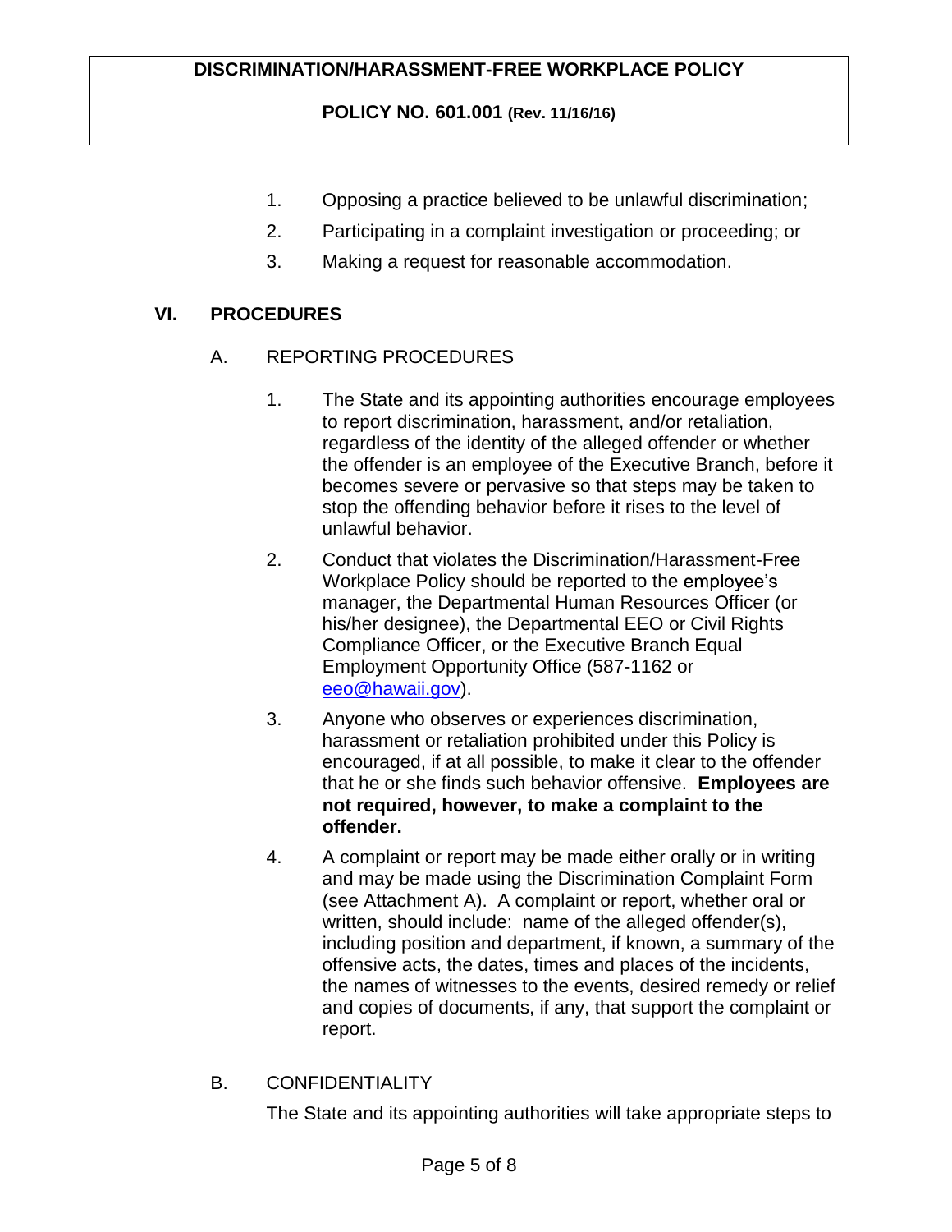1. Opposing a practice believed to be unlawful discrimination;
2. Participating in a complaint investigation or proceeding; or
3. Making a request for reasonable accommodation.

## VI. PROCEDURES

### A. REPORTING PROCEDURES

1. The State and its appointing authorities encourage employees to report discrimination, harassment, and/or retaliation, regardless of the identity of the alleged offender or whether the offender is an employee of the Executive Branch, before it becomes severe or pervasive so that steps may be taken to stop the offending behavior before it rises to the level of unlawful behavior.
2. Conduct that violates the Discrimination/Harassment-Free Workplace Policy should be reported to the employee's manager, the Departmental Human Resources Officer (or his/her designee), the Departmental EEO or Civil Rights Compliance Officer, or the Executive Branch Equal Employment Opportunity Office (587-1162 or eeo@hawaii.gov).
3. Anyone who observes or experiences discrimination, harassment or retaliation prohibited under this Policy is encouraged, if at all possible, to make it clear to the offender that he or she finds such behavior offensive. **Employees are not required, however, to make a complaint to the offender.**
4. A complaint or report may be made either orally or in writing and may be made using the Discrimination Complaint Form (see Attachment A). A complaint or report, whether oral or written, should include: name of the alleged offender(s), including position and department, if known, a summary of the offensive acts, the dates, times and places of the incidents, the names of witnesses to the events, desired remedy or relief and copies of documents, if any, that support the complaint or report.

### B. CONFIDENTIALITY

The State and its appointing authorities will take appropriate steps to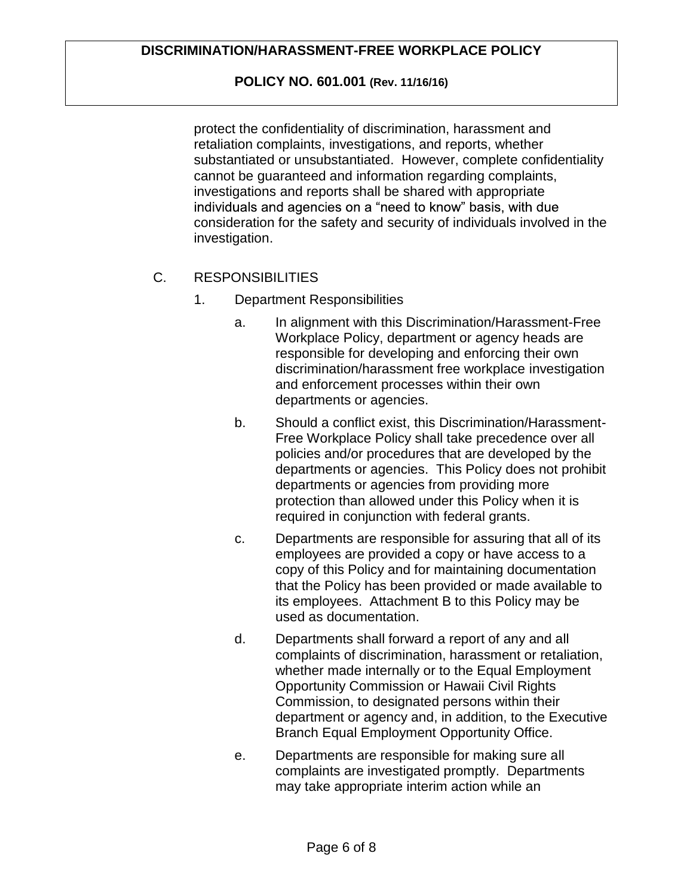protect the confidentiality of discrimination, harassment and retaliation complaints, investigations, and reports, whether substantiated or unsubstantiated. However, complete confidentiality cannot be guaranteed and information regarding complaints, investigations and reports shall be shared with appropriate individuals and agencies on a "need to know" basis, with due consideration for the safety and security of individuals involved in the investigation.

C. RESPONSIBILITIES

1. Department Responsibilities

   a. In alignment with this Discrimination/Harassment-Free Workplace Policy, department or agency heads are responsible for developing and enforcing their own discrimination/harassment free workplace investigation and enforcement processes within their own departments or agencies.

   b. Should a conflict exist, this Discrimination/Harassment-Free Workplace Policy shall take precedence over all policies and/or procedures that are developed by the departments or agencies. This Policy does not prohibit departments or agencies from providing more protection than allowed under this Policy when it is required in conjunction with federal grants.

   c. Departments are responsible for assuring that all of its employees are provided a copy or have access to a copy of this Policy and for maintaining documentation that the Policy has been provided or made available to its employees. Attachment B to this Policy may be used as documentation.

   d. Departments shall forward a report of any and all complaints of discrimination, harassment or retaliation, whether made internally or to the Equal Employment Opportunity Commission or Hawaii Civil Rights Commission, to designated persons within their department or agency and, in addition, to the Executive Branch Equal Employment Opportunity Office.

   e. Departments are responsible for making sure all complaints are investigated promptly. Departments may take appropriate interim action while an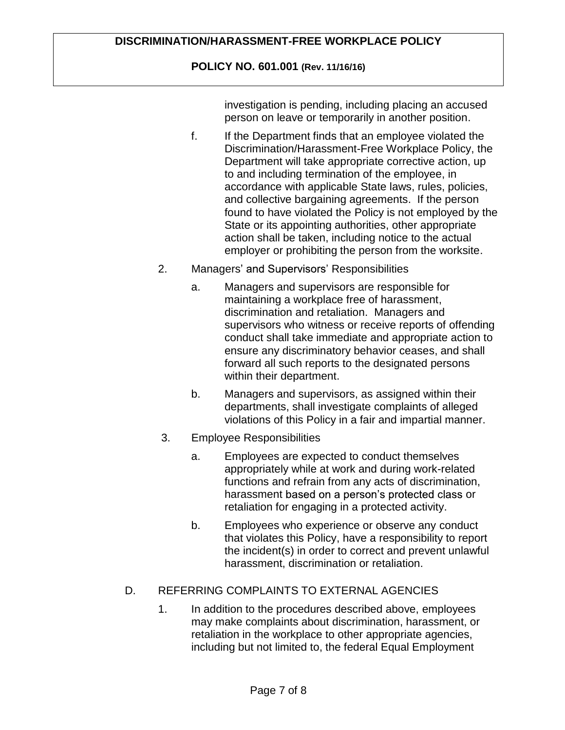investigation is pending, including placing an accused person on leave or temporarily in another position.

f. If the Department finds that an employee violated the Discrimination/Harassment-Free Workplace Policy, the Department will take appropriate corrective action, up to and including termination of the employee, in accordance with applicable State laws, rules, policies, and collective bargaining agreements. If the person found to have violated the Policy is not employed by the State or its appointing authorities, other appropriate action shall be taken, including notice to the actual employer or prohibiting the person from the worksite.

2. Managers' and Supervisors' Responsibilities

   a. Managers and supervisors are responsible for maintaining a workplace free of harassment, discrimination and retaliation. Managers and supervisors who witness or receive reports of offending conduct shall take immediate and appropriate action to ensure any discriminatory behavior ceases, and shall forward all such reports to the designated persons within their department.

   b. Managers and supervisors, as assigned within their departments, shall investigate complaints of alleged violations of this Policy in a fair and impartial manner.

3. Employee Responsibilities

   a. Employees are expected to conduct themselves appropriately while at work and during work-related functions and refrain from any acts of discrimination, harassment based on a person's protected class or retaliation for engaging in a protected activity.

   b. Employees who experience or observe any conduct that violates this Policy, have a responsibility to report the incident(s) in order to correct and prevent unlawful harassment, discrimination or retaliation.

D. REFERRING COMPLAINTS TO EXTERNAL AGENCIES

1. In addition to the procedures described above, employees may make complaints about discrimination, harassment, or retaliation in the workplace to other appropriate agencies, including but not limited to, the federal Equal Employment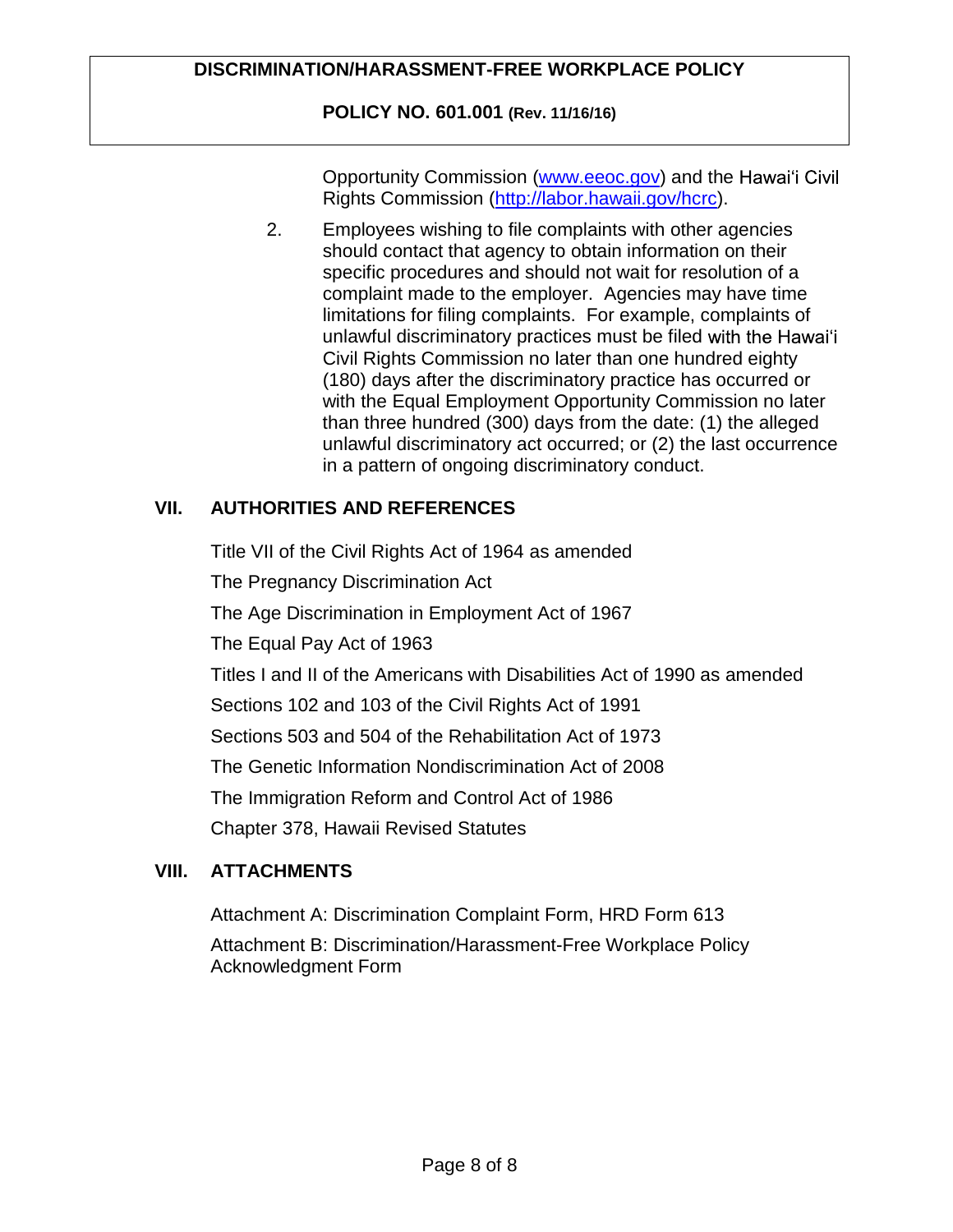Opportunity Commission ([www.eeoc.gov](http://www.eeoc.gov)) and the Hawaiʻi Civil Rights Commission ([http://labor.hawaii.gov/hcrc](http://labor.hawaii.gov/hcrc)).

2. Employees wishing to file complaints with other agencies should contact that agency to obtain information on their specific procedures and should not wait for resolution of a complaint made to the employer. Agencies may have time limitations for filing complaints. For example, complaints of unlawful discriminatory practices must be filed with the Hawaiʻi Civil Rights Commission no later than one hundred eighty (180) days after the discriminatory practice has occurred or with the Equal Employment Opportunity Commission no later than three hundred (300) days from the date: (1) the alleged unlawful discriminatory act occurred; or (2) the last occurrence in a pattern of ongoing discriminatory conduct.

## VII. AUTHORITIES AND REFERENCES

Title VII of the Civil Rights Act of 1964 as amended

The Pregnancy Discrimination Act

The Age Discrimination in Employment Act of 1967

The Equal Pay Act of 1963

Titles I and II of the Americans with Disabilities Act of 1990 as amended

Sections 102 and 103 of the Civil Rights Act of 1991

Sections 503 and 504 of the Rehabilitation Act of 1973

The Genetic Information Nondiscrimination Act of 2008

The Immigration Reform and Control Act of 1986

Chapter 378, Hawaii Revised Statutes

## VIII. ATTACHMENTS

Attachment A: Discrimination Complaint Form, HRD Form 613

Attachment B: Discrimination/Harassment-Free Workplace Policy Acknowledgment Form